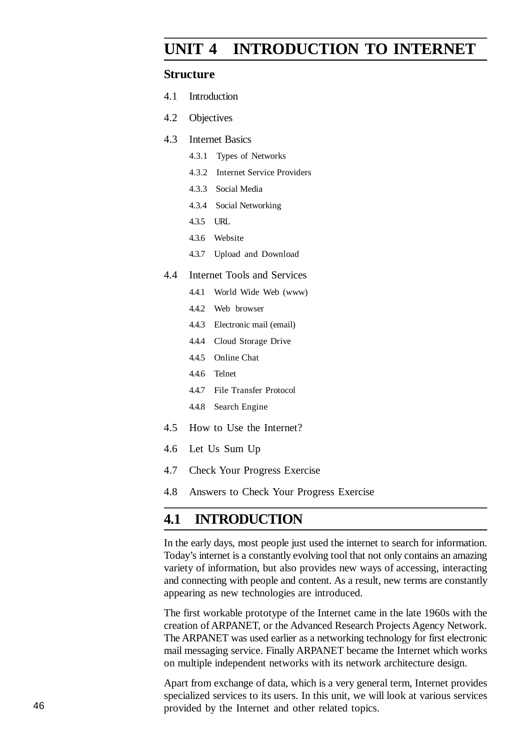# UNIT 4 INTRODUCTION TO INTERNET

## Structure

4.1 Introduction

4.2 Objectives

4.3 Internet Basics

- 4.3.1 Types of Networks
- 4.3.2 Internet Service Providers
- 4.3.3 Social Media
- 4.3.4 Social Networking
- 4.3.5 URL
- 4.3.6 Website
- 4.3.7 Upload and Download

4.4 Internet Tools and Services

- 4.4.1 World Wide Web (www)
- 4.4.2 Web browser
- 4.4.3 Electronic mail (email)
- 4.4.4 Cloud Storage Drive
- 4.4.5 Online Chat
- 4.4.6 Telnet
- 4.4.7 File Transfer Protocol
- 4.4.8 Search Engine

4.5 How to Use the Internet?

4.6 Let Us Sum Up

4.7 Check Your Progress Exercise

4.8 Answers to Check Your Progress Exercise

## 4.1 INTRODUCTION

In the early days, most people just used the internet to search for information. Today's internet is a constantly evolving tool that not only contains an amazing variety of information, but also provides new ways of accessing, interacting and connecting with people and content. As a result, new terms are constantly appearing as new technologies are introduced.

The first workable prototype of the Internet came in the late 1960s with the creation of ARPANET, or the Advanced Research Projects Agency Network. The ARPANET was used earlier as a networking technology for first electronic mail messaging service. Finally ARPANET became the Internet which works on multiple independent networks with its network architecture design.

Apart from exchange of data, which is a very general term, Internet provides specialized services to its users. In this unit, we will look at various services provided by the Internet and other related topics.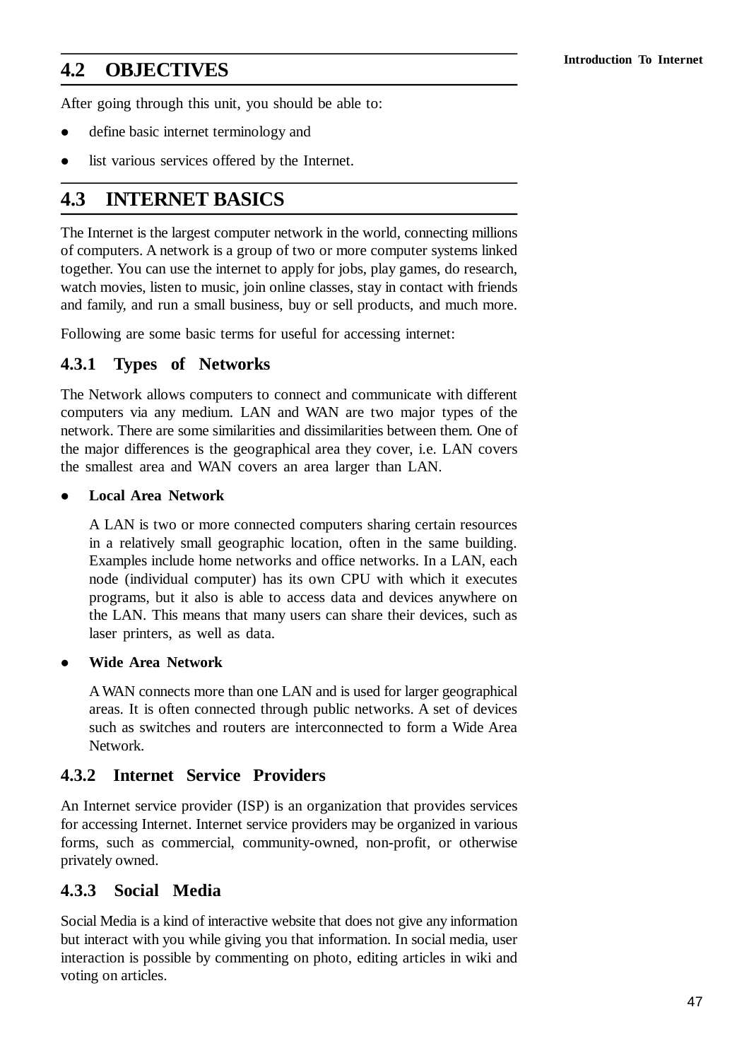## 4.2 OBJECTIVES

After going through this unit, you should be able to:

- define basic internet terminology and
- list various services offered by the Internet.

## 4.3 INTERNET BASICS

The Internet is the largest computer network in the world, connecting millions of computers. A network is a group of two or more computer systems linked together. You can use the internet to apply for jobs, play games, do research, watch movies, listen to music, join online classes, stay in contact with friends and family, and run a small business, buy or sell products, and much more.

Following are some basic terms for useful for accessing internet:

### 4.3.1 Types of Networks

The Network allows computers to connect and communicate with different computers via any medium. LAN and WAN are two major types of the network. There are some similarities and dissimilarities between them. One of the major differences is the geographical area they cover, i.e. LAN covers the smallest area and WAN covers an area larger than LAN.

- **Local Area Network**

  A LAN is two or more connected computers sharing certain resources in a relatively small geographic location, often in the same building. Examples include home networks and office networks. In a LAN, each node (individual computer) has its own CPU with which it executes programs, but it also is able to access data and devices anywhere on the LAN. This means that many users can share their devices, such as laser printers, as well as data.

- **Wide Area Network**

  A WAN connects more than one LAN and is used for larger geographical areas. It is often connected through public networks. A set of devices such as switches and routers are interconnected to form a Wide Area Network.

### 4.3.2 Internet Service Providers

An Internet service provider (ISP) is an organization that provides services for accessing Internet. Internet service providers may be organized in various forms, such as commercial, community-owned, non-profit, or otherwise privately owned.

### 4.3.3 Social Media

Social Media is a kind of interactive website that does not give any information but interact with you while giving you that information. In social media, user interaction is possible by commenting on photo, editing articles in wiki and voting on articles.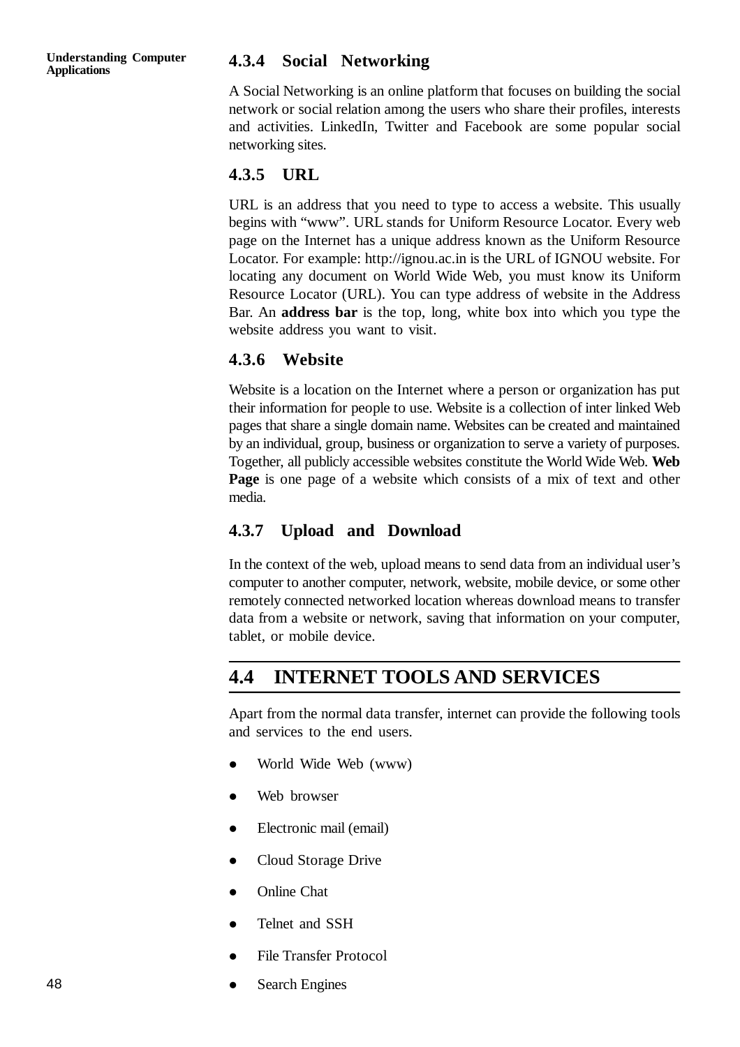### 4.3.4 Social Networking

A Social Networking is an online platform that focuses on building the social network or social relation among the users who share their profiles, interests and activities. LinkedIn, Twitter and Facebook are some popular social networking sites.

### 4.3.5 URL

URL is an address that you need to type to access a website. This usually begins with “www”. URL stands for Uniform Resource Locator. Every web page on the Internet has a unique address known as the Uniform Resource Locator. For example: http://ignou.ac.in is the URL of IGNOU website. For locating any document on World Wide Web, you must know its Uniform Resource Locator (URL). You can type address of website in the Address Bar. An **address bar** is the top, long, white box into which you type the website address you want to visit.

### 4.3.6 Website

Website is a location on the Internet where a person or organization has put their information for people to use. Website is a collection of inter linked Web pages that share a single domain name. Websites can be created and maintained by an individual, group, business or organization to serve a variety of purposes. Together, all publicly accessible websites constitute the World Wide Web. **Web Page** is one page of a website which consists of a mix of text and other media.

### 4.3.7 Upload and Download

In the context of the web, upload means to send data from an individual user’s computer to another computer, network, website, mobile device, or some other remotely connected networked location whereas download means to transfer data from a website or network, saving that information on your computer, tablet, or mobile device.

## 4.4 INTERNET TOOLS AND SERVICES

Apart from the normal data transfer, internet can provide the following tools and services to the end users.

- World Wide Web (www)
- Web browser
- Electronic mail (email)
- Cloud Storage Drive
- Online Chat
- Telnet and SSH
- File Transfer Protocol
- Search Engines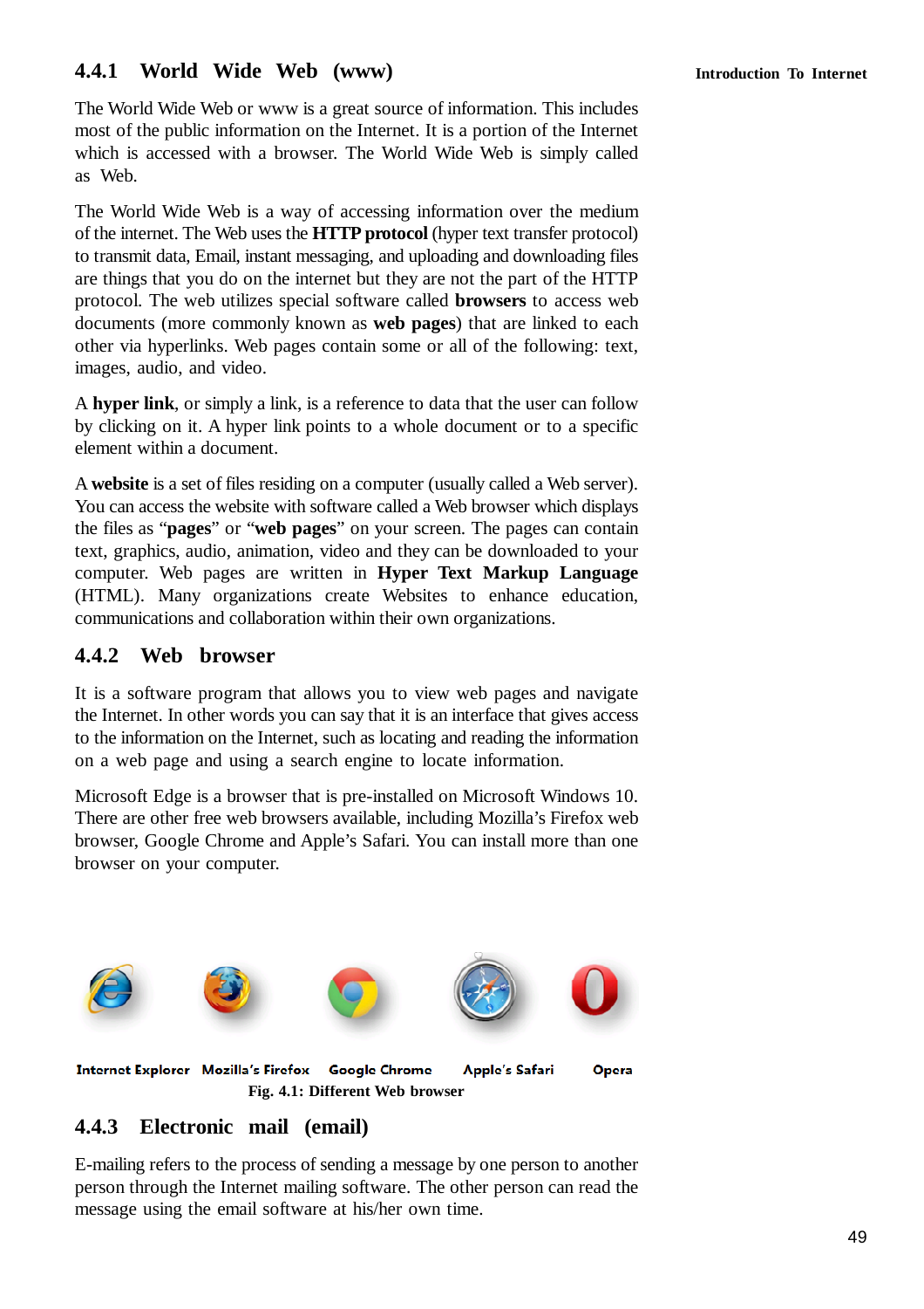### 4.4.1 World Wide Web (www)

The World Wide Web or www is a great source of information. This includes most of the public information on the Internet. It is a portion of the Internet which is accessed with a browser. The World Wide Web is simply called as Web.

The World Wide Web is a way of accessing information over the medium of the internet. The Web uses the **HTTP protocol** (hyper text transfer protocol) to transmit data, Email, instant messaging, and uploading and downloading files are things that you do on the internet but they are not the part of the HTTP protocol. The web utilizes special software called **browsers** to access web documents (more commonly known as **web pages**) that are linked to each other via hyperlinks. Web pages contain some or all of the following: text, images, audio, and video.

A **hyper link**, or simply a link, is a reference to data that the user can follow by clicking on it. A hyper link points to a whole document or to a specific element within a document.

A **website** is a set of files residing on a computer (usually called a Web server). You can access the website with software called a Web browser which displays the files as "**pages**" or "**web pages**" on your screen. The pages can contain text, graphics, audio, animation, video and they can be downloaded to your computer. Web pages are written in **Hyper Text Markup Language** (HTML). Many organizations create Websites to enhance education, communications and collaboration within their own organizations.

### 4.4.2 Web browser

It is a software program that allows you to view web pages and navigate the Internet. In other words you can say that it is an interface that gives access to the information on the Internet, such as locating and reading the information on a web page and using a search engine to locate information.

Microsoft Edge is a browser that is pre-installed on Microsoft Windows 10. There are other free web browsers available, including Mozilla's Firefox web browser, Google Chrome and Apple's Safari. You can install more than one browser on your computer.

Internet Explorer    Mozilla's Firefox    Google Chrome    Apple's Safari    Opera

**Fig. 4.1: Different Web browser**

### 4.4.3 Electronic mail (email)

E-mailing refers to the process of sending a message by one person to another person through the Internet mailing software. The other person can read the message using the email software at his/her own time.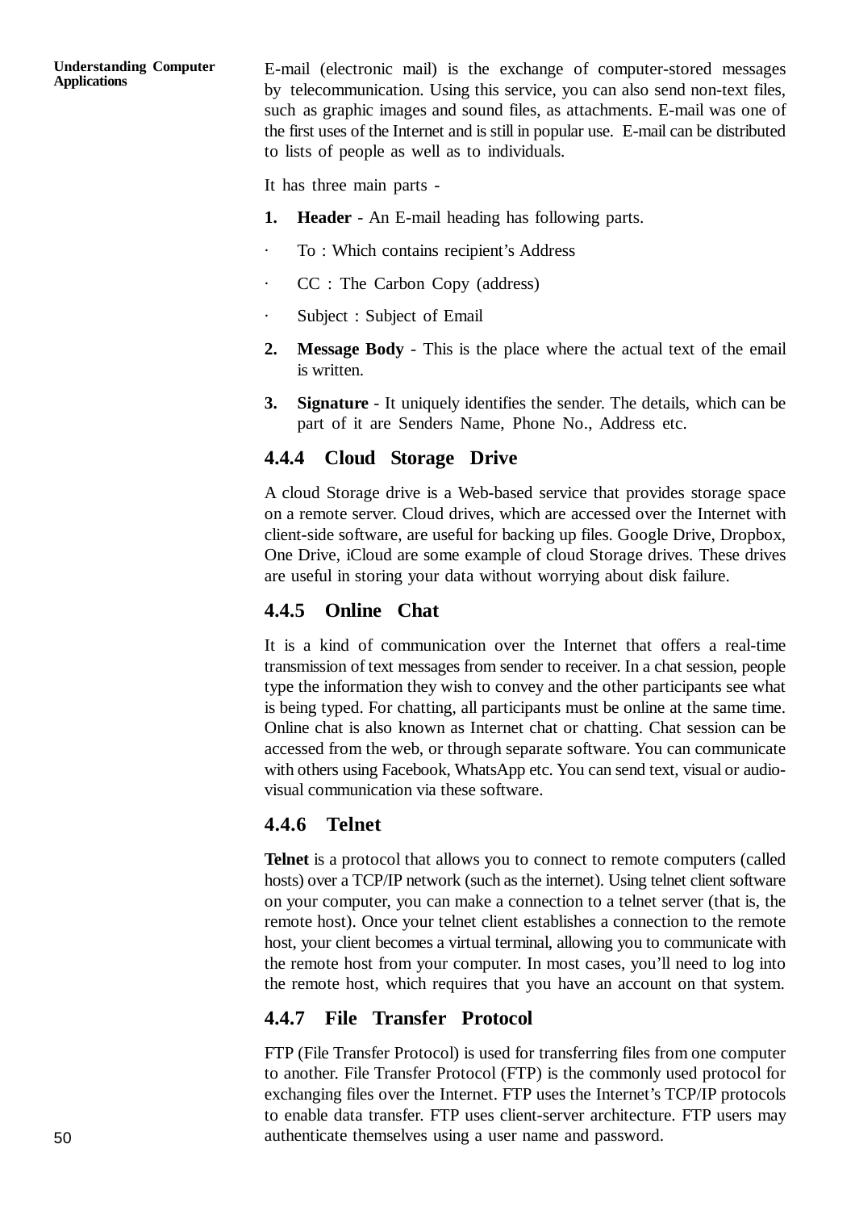E-mail (electronic mail) is the exchange of computer-stored messages by telecommunication. Using this service, you can also send non-text files, such as graphic images and sound files, as attachments. E-mail was one of the first uses of the Internet and is still in popular use. E-mail can be distributed to lists of people as well as to individuals.

It has three main parts -

1. **Header** - An E-mail heading has following parts.
   - To : Which contains recipient's Address
   - CC : The Carbon Copy (address)
   - Subject : Subject of Email
2. **Message Body** - This is the place where the actual text of the email is written.
3. **Signature** - It uniquely identifies the sender. The details, which can be part of it are Senders Name, Phone No., Address etc.

### 4.4.4 Cloud Storage Drive

A cloud Storage drive is a Web-based service that provides storage space on a remote server. Cloud drives, which are accessed over the Internet with client-side software, are useful for backing up files. Google Drive, Dropbox, One Drive, iCloud are some example of cloud Storage drives. These drives are useful in storing your data without worrying about disk failure.

### 4.4.5 Online Chat

It is a kind of communication over the Internet that offers a real-time transmission of text messages from sender to receiver. In a chat session, people type the information they wish to convey and the other participants see what is being typed. For chatting, all participants must be online at the same time. Online chat is also known as Internet chat or chatting. Chat session can be accessed from the web, or through separate software. You can communicate with others using Facebook, WhatsApp etc. You can send text, visual or audio-visual communication via these software.

### 4.4.6 Telnet

**Telnet** is a protocol that allows you to connect to remote computers (called hosts) over a TCP/IP network (such as the internet). Using telnet client software on your computer, you can make a connection to a telnet server (that is, the remote host). Once your telnet client establishes a connection to the remote host, your client becomes a virtual terminal, allowing you to communicate with the remote host from your computer. In most cases, you'll need to log into the remote host, which requires that you have an account on that system.

### 4.4.7 File Transfer Protocol

FTP (File Transfer Protocol) is used for transferring files from one computer to another. File Transfer Protocol (FTP) is the commonly used protocol for exchanging files over the Internet. FTP uses the Internet's TCP/IP protocols to enable data transfer. FTP uses client-server architecture. FTP users may authenticate themselves using a user name and password.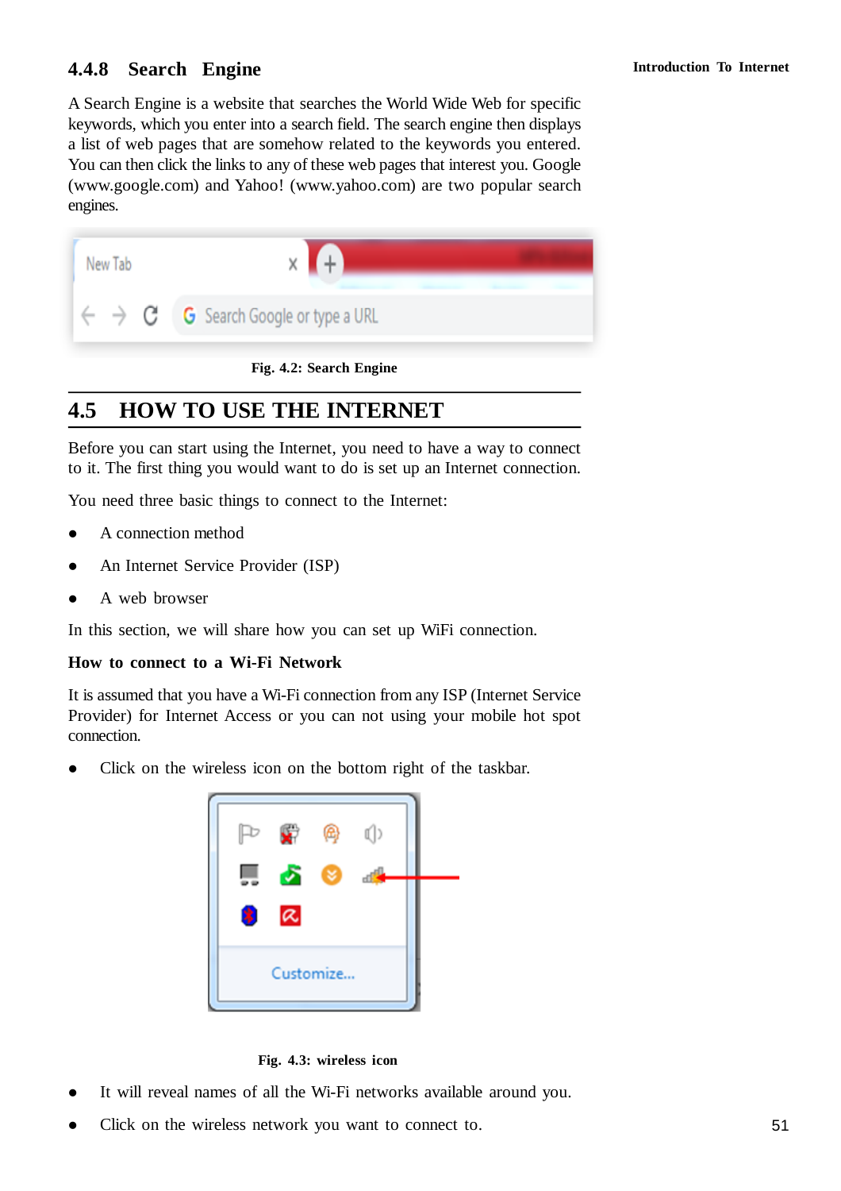### 4.4.8 Search Engine

A Search Engine is a website that searches the World Wide Web for specific keywords, which you enter into a search field. The search engine then displays a list of web pages that are somehow related to the keywords you entered. You can then click the links to any of these web pages that interest you. Google (www.google.com) and Yahoo! (www.yahoo.com) are two popular search engines.

Fig. 4.2: Search Engine

## 4.5 HOW TO USE THE INTERNET

Before you can start using the Internet, you need to have a way to connect to it. The first thing you would want to do is set up an Internet connection.

You need three basic things to connect to the Internet:

- A connection method
- An Internet Service Provider (ISP)
- A web browser

In this section, we will share how you can set up WiFi connection.

**How to connect to a Wi-Fi Network**

It is assumed that you have a Wi-Fi connection from any ISP (Internet Service Provider) for Internet Access or you can not using your mobile hot spot connection.

- Click on the wireless icon on the bottom right of the taskbar.

Fig. 4.3: wireless icon

- It will reveal names of all the Wi-Fi networks available around you.
- Click on the wireless network you want to connect to.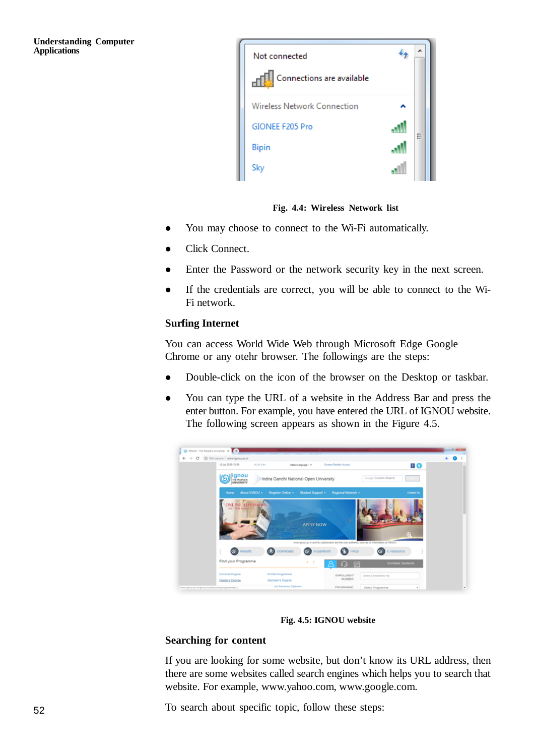Fig. 4.4: Wireless Network list

- You may choose to connect to the Wi-Fi automatically.
- Click Connect.
- Enter the Password or the network security key in the next screen.
- If the credentials are correct, you will be able to connect to the Wi-Fi network.

**Surfing Internet**

You can access World Wide Web through Microsoft Edge Google Chrome or any otehr browser. The followings are the steps:

- Double-click on the icon of the browser on the Desktop or taskbar.
- You can type the URL of a website in the Address Bar and press the enter button. For example, you have entered the URL of IGNOU website. The following screen appears as shown in the Figure 4.5.

Fig. 4.5: IGNOU website

**Searching for content**

If you are looking for some website, but don't know its URL address, then there are some websites called search engines which helps you to search that website. For example, www.yahoo.com, www.google.com.

To search about specific topic, follow these steps: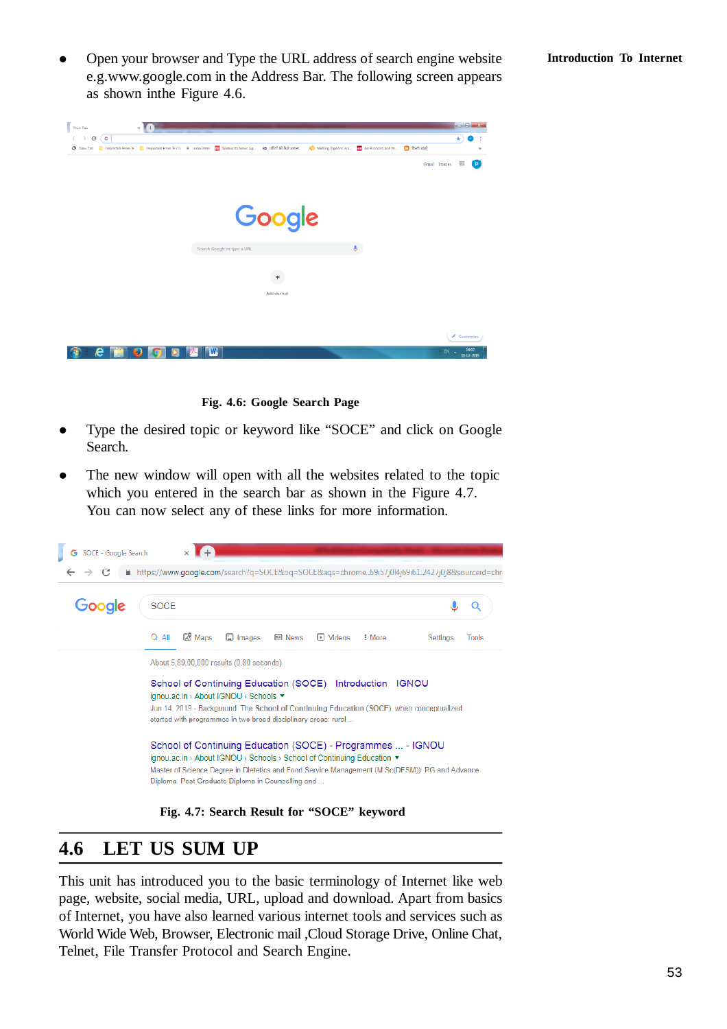- Open your browser and Type the URL address of search engine website e.g.www.google.com in the Address Bar. The following screen appears as shown inthe Figure 4.6.

**Fig. 4.6: Google Search Page**

- Type the desired topic or keyword like “SOCE” and click on Google Search.
- The new window will open with all the websites related to the topic which you entered in the search bar as shown in the Figure 4.7. You can now select any of these links for more information.

**Fig. 4.7: Search Result for “SOCE” keyword**

## 4.6 LET US SUM UP

This unit has introduced you to the basic terminology of Internet like web page, website, social media, URL, upload and download. Apart from basics of Internet, you have also learned various internet tools and services such as World Wide Web, Browser, Electronic mail ,Cloud Storage Drive, Online Chat, Telnet, File Transfer Protocol and Search Engine.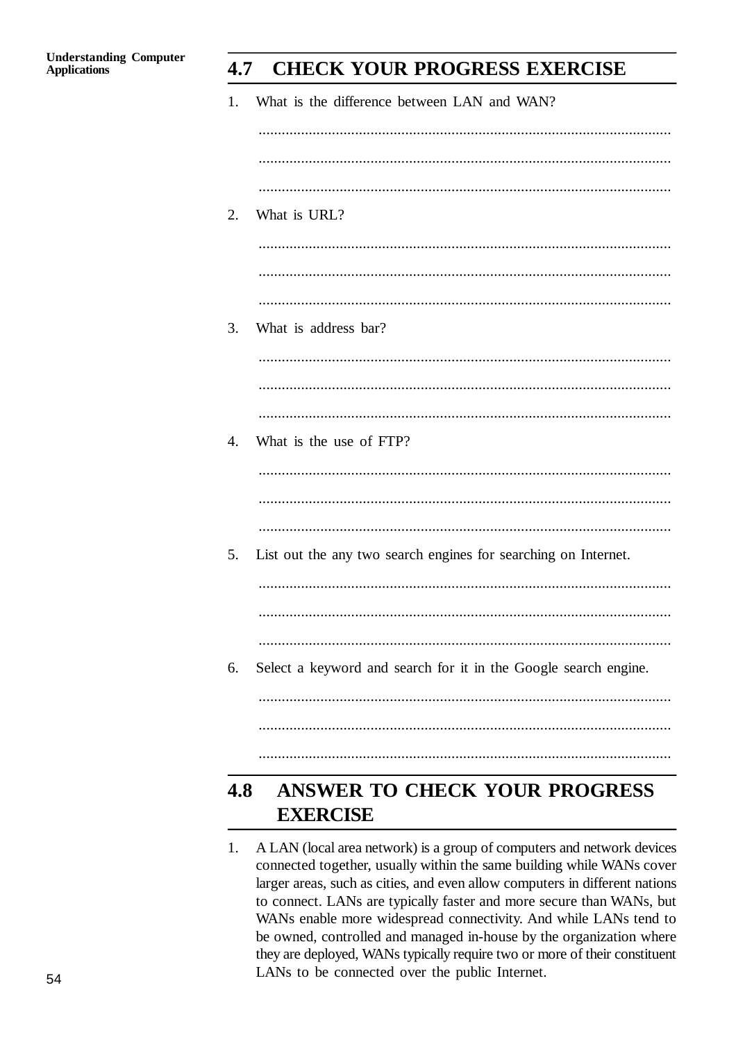## 4.7 CHECK YOUR PROGRESS EXERCISE

1. What is the difference between LAN and WAN?

   ..........................................................................................................

   ..........................................................................................................

   ..........................................................................................................

2. What is URL?

   ..........................................................................................................

   ..........................................................................................................

   ..........................................................................................................

3. What is address bar?

   ..........................................................................................................

   ..........................................................................................................

   ..........................................................................................................

4. What is the use of FTP?

   ..........................................................................................................

   ..........................................................................................................

   ..........................................................................................................

5. List out the any two search engines for searching on Internet.

   ..........................................................................................................

   ..........................................................................................................

   ..........................................................................................................

6. Select a keyword and search for it in the Google search engine.

   ..........................................................................................................

   ..........................................................................................................

   ..........................................................................................................

## 4.8 ANSWER TO CHECK YOUR PROGRESS EXERCISE

1. A LAN (local area network) is a group of computers and network devices connected together, usually within the same building while WANs cover larger areas, such as cities, and even allow computers in different nations to connect. LANs are typically faster and more secure than WANs, but WANs enable more widespread connectivity. And while LANs tend to be owned, controlled and managed in-house by the organization where they are deployed, WANs typically require two or more of their constituent LANs to be connected over the public Internet.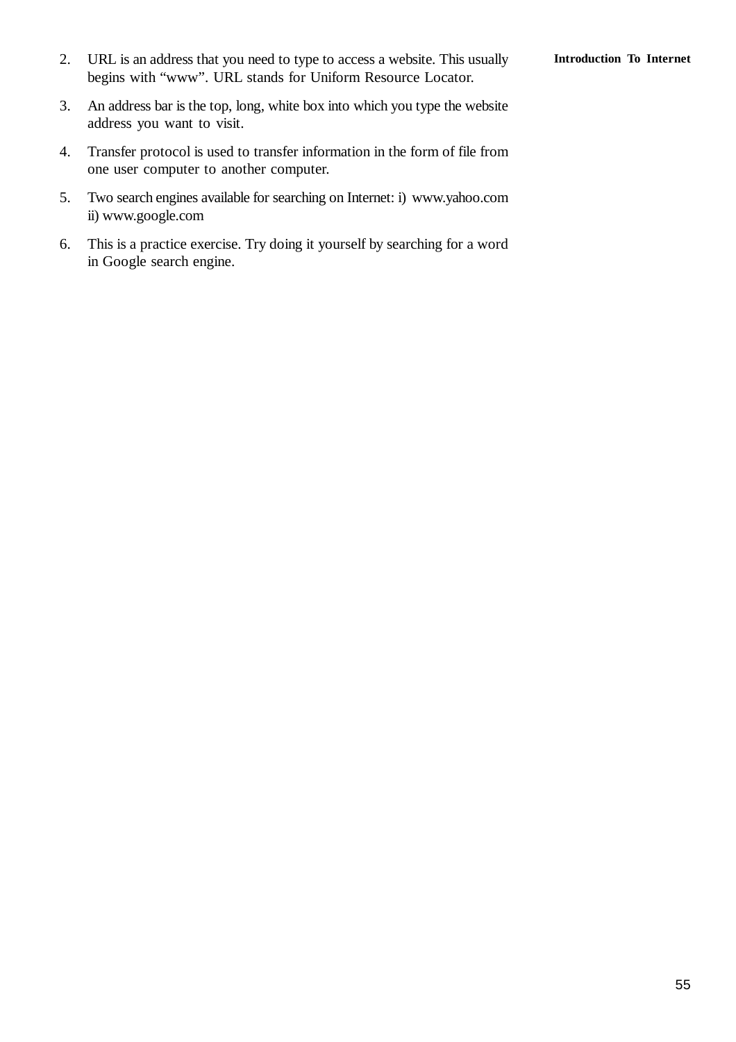2. URL is an address that you need to type to access a website. This usually begins with “www”. URL stands for Uniform Resource Locator.
3. An address bar is the top, long, white box into which you type the website address you want to visit.
4. Transfer protocol is used to transfer information in the form of file from one user computer to another computer.
5. Two search engines available for searching on Internet: i) www.yahoo.com ii) www.google.com
6. This is a practice exercise. Try doing it yourself by searching for a word in Google search engine.